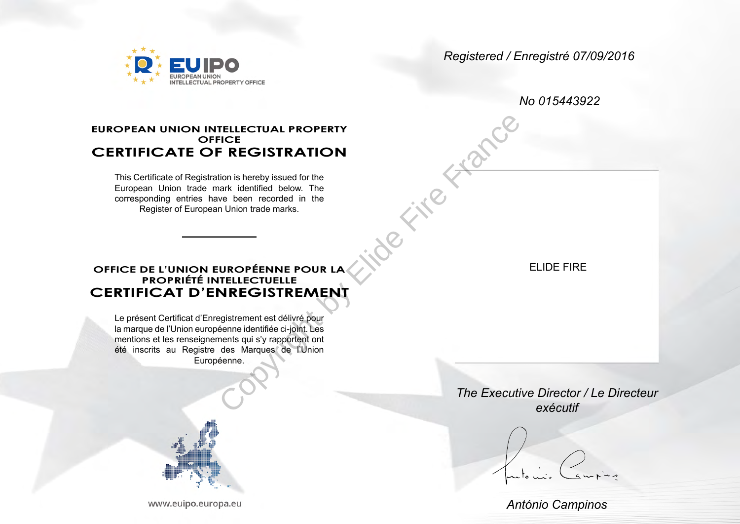EUIPO
EUROPEAN UNION
INTELLECTUAL PROPERTY OFFICE

*Registered / Enregistré 07/09/2016*

*No 015443922*

## EUROPEAN UNION INTELLECTUAL PROPERTY OFFICE
# CERTIFICATE OF REGISTRATION

This Certificate of Registration is hereby issued for the European Union trade mark identified below. The corresponding entries have been recorded in the Register of European Union trade marks.

## OFFICE DE L'UNION EUROPÉENNE POUR LA PROPRIÉTÉ INTELLECTUELLE
# CERTIFICAT D'ENREGISTREMENT

Le présent Certificat d'Enregistrement est délivré pour la marque de l'Union européenne identifiée ci-joint. Les mentions et les renseignements qui s'y rapportent ont été inscrits au Registre des Marques de l'Union Européenne.

ELIDE FIRE

Copyright by Elide Fire France

*The Executive Director / Le Directeur exécutif*

*António Campinos*

www.euipo.europa.eu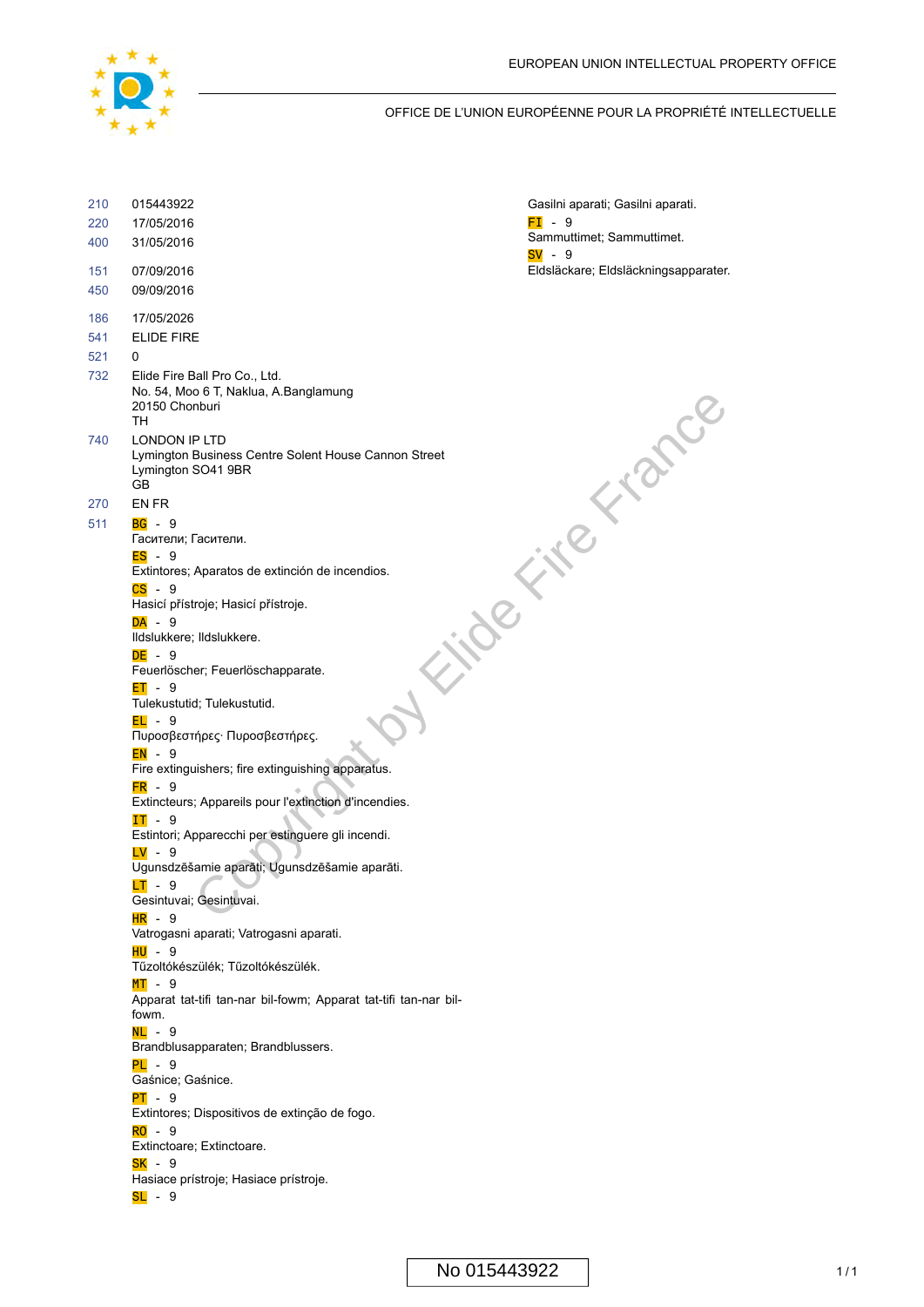EUROPEAN UNION INTELLECTUAL PROPERTY OFFICE

OFFICE DE L'UNION EUROPÉENNE POUR LA PROPRIÉTÉ INTELLECTUELLE

210 015443922
220 17/05/2016
400 31/05/2016

151 07/09/2016
450 09/09/2016

186 17/05/2026
541 ELIDE FIRE
521 0
732 Elide Fire Ball Pro Co., Ltd.
No. 54, Moo 6 T, Naklua, A.Banglamung
20150 Chonburi
TH
740 LONDON IP LTD
Lymington Business Centre Solent House Cannon Street
Lymington SO41 9BR
GB
270 EN FR
511 BG - 9
Гасители; Гасители.
ES - 9
Extintores; Aparatos de extinción de incendios.
CS - 9
Hasicí přístroje; Hasicí přístroje.
DA - 9
Ildslukkere; Ildslukkere.
DE - 9
Feuerlöscher; Feuerlöschapparate.
ET - 9
Tulekustutid; Tulekustutid.
EL - 9
Πυροσβεστήρες· Πυροσβεστήρες.
EN - 9
Fire extinguishers; fire extinguishing apparatus.
FR - 9
Extincteurs; Appareils pour l'extinction d'incendies.
IT - 9
Estintori; Apparecchi per estinguere gli incendi.
LV - 9
Ugunsdzēšamie aparāti; Ugunsdzēšamie aparāti.
LT - 9
Gesintuvai; Gesintuvai.
HR - 9
Vatrogasni aparati; Vatrogasni aparati.
HU - 9
Tűzoltókészülék; Tűzoltókészülék.
MT - 9
Apparat tat-tifi tan-nar bil-fowm; Apparat tat-tifi tan-nar bil-fowm.
NL - 9
Brandblusapparaten; Brandblussers.
PL - 9
Gaśnice; Gaśnice.
PT - 9
Extintores; Dispositivos de extinção de fogo.
RO - 9
Extinctoare; Extinctoare.
SK - 9
Hasiace prístroje; Hasiace prístroje.
SL - 9
Gasilni aparati; Gasilni aparati.
FI - 9
Sammuttimet; Sammuttimet.
SV - 9
Eldsläckare; Eldsläckningsapparater.

Copyright by Elide Fire France

No 015443922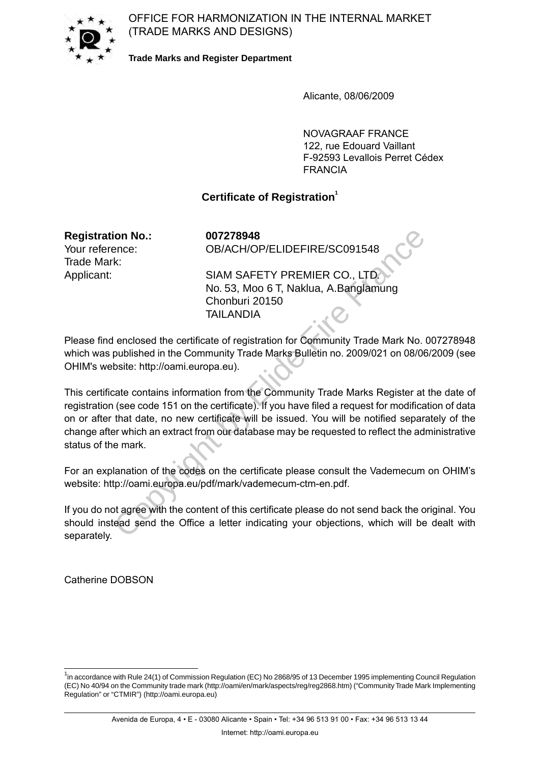OFFICE FOR HARMONIZATION IN THE INTERNAL MARKET
(TRADE MARKS AND DESIGNS)

**Trade Marks and Register Department**

Alicante, 08/06/2009

NOVAGRAAF FRANCE
122, rue Edouard Vaillant
F-92593 Levallois Perret Cédex
FRANCIA

## Certificate of Registration[1]

**Registration No.:** **007278948**
Your reference: OB/ACH/OP/ELIDEFIRE/SC091548
Trade Mark:
Applicant: SIAM SAFETY PREMIER CO., LTD.
No. 53, Moo 6 T, Naklua, A.Banglamung
Chonburi 20150
TAILANDIA

Please find enclosed the certificate of registration for Community Trade Mark No. 007278948 which was published in the Community Trade Marks Bulletin no. 2009/021 on 08/06/2009 (see OHIM's website: http://oami.europa.eu).

This certificate contains information from the Community Trade Marks Register at the date of registration (see code 151 on the certificate). If you have filed a request for modification of data on or after that date, no new certificate will be issued. You will be notified separately of the change after which an extract from our database may be requested to reflect the administrative status of the mark.

For an explanation of the codes on the certificate please consult the Vademecum on OHIM's website: http://oami.europa.eu/pdf/mark/vademecum-ctm-en.pdf.

If you do not agree with the content of this certificate please do not send back the original. You should instead send the Office a letter indicating your objections, which will be dealt with separately.

Catherine DOBSON

[1] in accordance with Rule 24(1) of Commission Regulation (EC) No 2868/95 of 13 December 1995 implementing Council Regulation (EC) No 40/94 on the Community trade mark (http://oami/en/mark/aspects/reg/reg2868.htm) ("Community Trade Mark Implementing Regulation" or "CTMIR") (http://oami.europa.eu)

Avenida de Europa, 4 • E - 03080 Alicante • Spain • Tel: +34 96 513 91 00 • Fax: +34 96 513 13 44
Internet: http://oami.europa.eu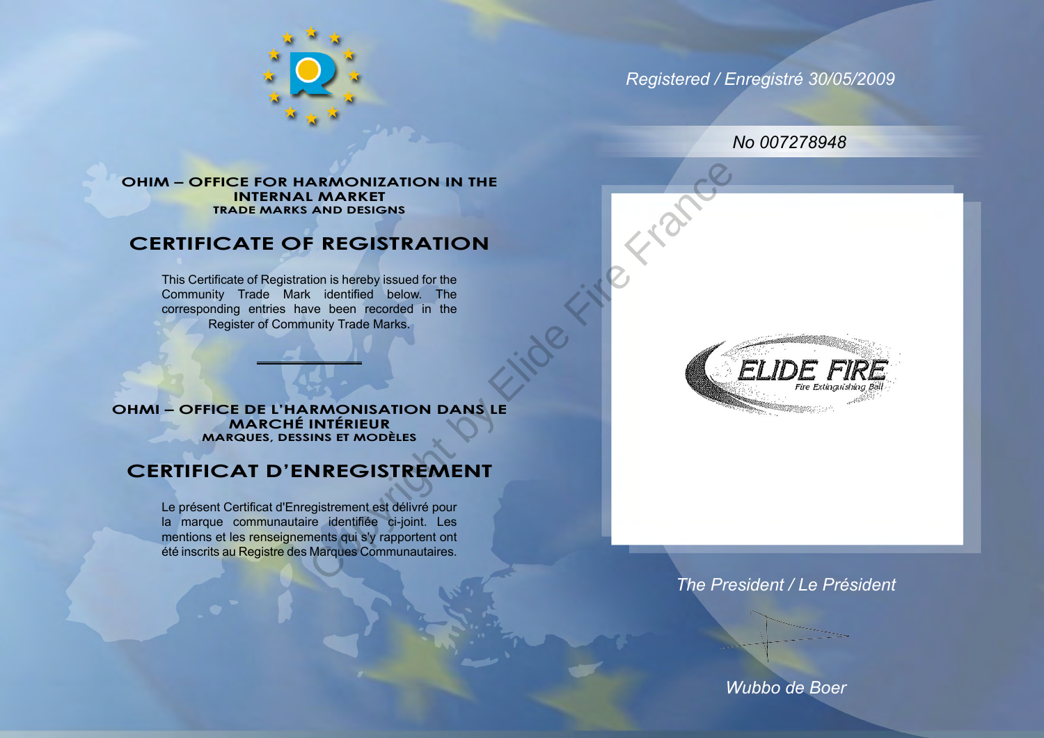Registered / Enregistré 30/05/2009

No 007278948

**OHIM – OFFICE FOR HARMONIZATION IN THE INTERNAL MARKET**
**TRADE MARKS AND DESIGNS**

# CERTIFICATE OF REGISTRATION

This Certificate of Registration is hereby issued for the Community Trade Mark identified below. The corresponding entries have been recorded in the Register of Community Trade Marks.

**OHMI – OFFICE DE L'HARMONISATION DANS LE MARCHÉ INTÉRIEUR**
**MARQUES, DESSINS ET MODÈLES**

# CERTIFICAT D'ENREGISTREMENT

Le présent Certificat d'Enregistrement est délivré pour la marque communautaire identifiée ci-joint. Les mentions et les renseignements qui s'y rapportent ont été inscrits au Registre des Marques Communautaires.

ELIDE FIRE
Fire Extinguishing Ball

Copyright by Elide Fire France

*The President / Le Président*

*Wubbo de Boer*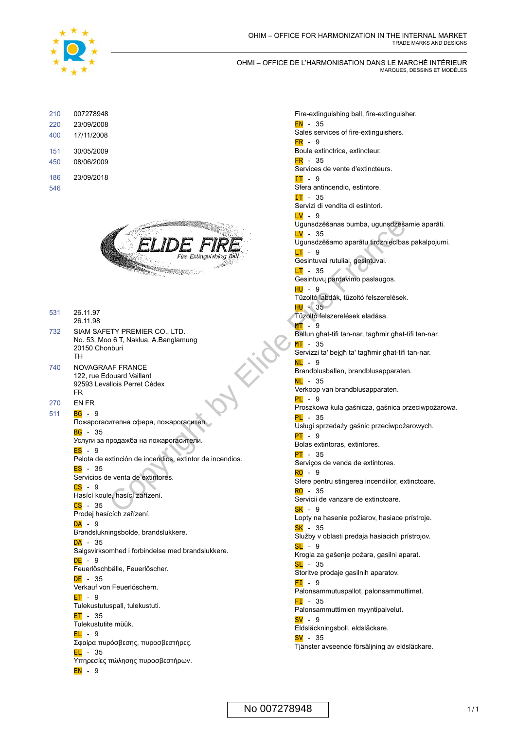OHMI – OFFICE FOR HARMONIZATION IN THE INTERNAL MARKET
TRADE MARKS AND DESIGNS

OHMI – OFFICE DE L'HARMONISATION DANS LE MARCHÉ INTÉRIEUR
MARQUES, DESSINS ET MODÈLES

210 007278948
220 23/09/2008
400 17/11/2008

151 30/05/2009
450 08/06/2009

186 23/09/2018
546

ELIDE FIRE
Fire Extinguishing Ball

531 26.11.97
26.11.98

732 SIAM SAFETY PREMIER CO., LTD.
No. 53, Moo 6 T, Naklua, A.Banglamung
20150 Chonburi
TH

740 NOVAGRAAF FRANCE
122, rue Edouard Vaillant
92593 Levallois Perret Cédex
FR

270 EN FR

511 BG - 9
Пожарогасителна сфера, пожарогасител.
BG - 35
Услуги за продажба на пожарогасители.
ES - 9
Pelota de extinción de incendios, extintor de incendios.
ES - 35
Servicios de venta de extintores.
CS - 9
Hasící koule, hasící zařízení.
CS - 35
Prodej hasících zařízení.
DA - 9
Brandslukningsbolde, brandslukkere.
DA - 35
Salgsvirksomhed i forbindelse med brandslukkere.
DE - 9
Feuerlöschbälle, Feuerlöscher.
DE - 35
Verkauf von Feuerlöschern.
ET - 9
Tulekustutuspall, tulekustuti.
ET - 35
Tulekustutite müük.
EL - 9
Σφαίρα πυρόσβεσης, πυροσβεστήρες.
EL - 35
Υπηρεσίες πώλησης πυροσβεστήρων.
EN - 9
Fire-extinguishing ball, fire-extinguisher.
EN - 35
Sales services of fire-extinguishers.
FR - 9
Boule extinctrice, extincteur.
FR - 35
Services de vente d'extincteurs.
IT - 9
Sfera antincendio, estintore.
IT - 35
Servizi di vendita di estintori.
LV - 9
Ugunsdzēšanas bumba, ugunsdzēšamie aparāti.
LV - 35
Ugunsdzēšamo aparātu tirdzniecības pakalpojumi.
LT - 9
Gesintuvai rutuliai, gesintuvai.
LT - 35
Gesintuvų pardavimo paslaugos.
HU - 9
Tűzoltó labdák, tűzoltó felszerelések.
HU - 35
Tűzoltó felszerelések eladása.
MT - 9
Ballun għat-tifi tan-nar, tagħmir għat-tifi tan-nar.
MT - 35
Servizzi ta' bejgħ ta' tagħmir għat-tifi tan-nar.
NL - 9
Brandblusballen, brandblusapparaten.
NL - 35
Verkoop van brandblusapparaten.
PL - 9
Proszkowa kula gaśnicza, gaśnica przeciwpożarowa.
PL - 35
Usługi sprzedaży gaśnic przeciwpożarowych.
PT - 9
Bolas extintoras, extintores.
PT - 35
Serviços de venda de extintores.
RO - 9
Sfere pentru stingerea incendiilor, extinctoare.
RO - 35
Servicii de vanzare de extinctoare.
SK - 9
Lopty na hasenie požiarov, hasiace prístroje.
SK - 35
Služby v oblasti predaja hasiacich prístrojov.
SL - 9
Krogla za gašenje požara, gasilni aparat.
SL - 35
Storitve prodaje gasilnih aparatov.
FI - 9
Palonsammutuspallot, palonsammuttimet.
FI - 35
Palonsammuttimien myyntipalvelut.
SV - 9
Eldsläckningsboll, eldsläckare.
SV - 35
Tjänster avseende försäljning av eldsläckare.

No 007278948